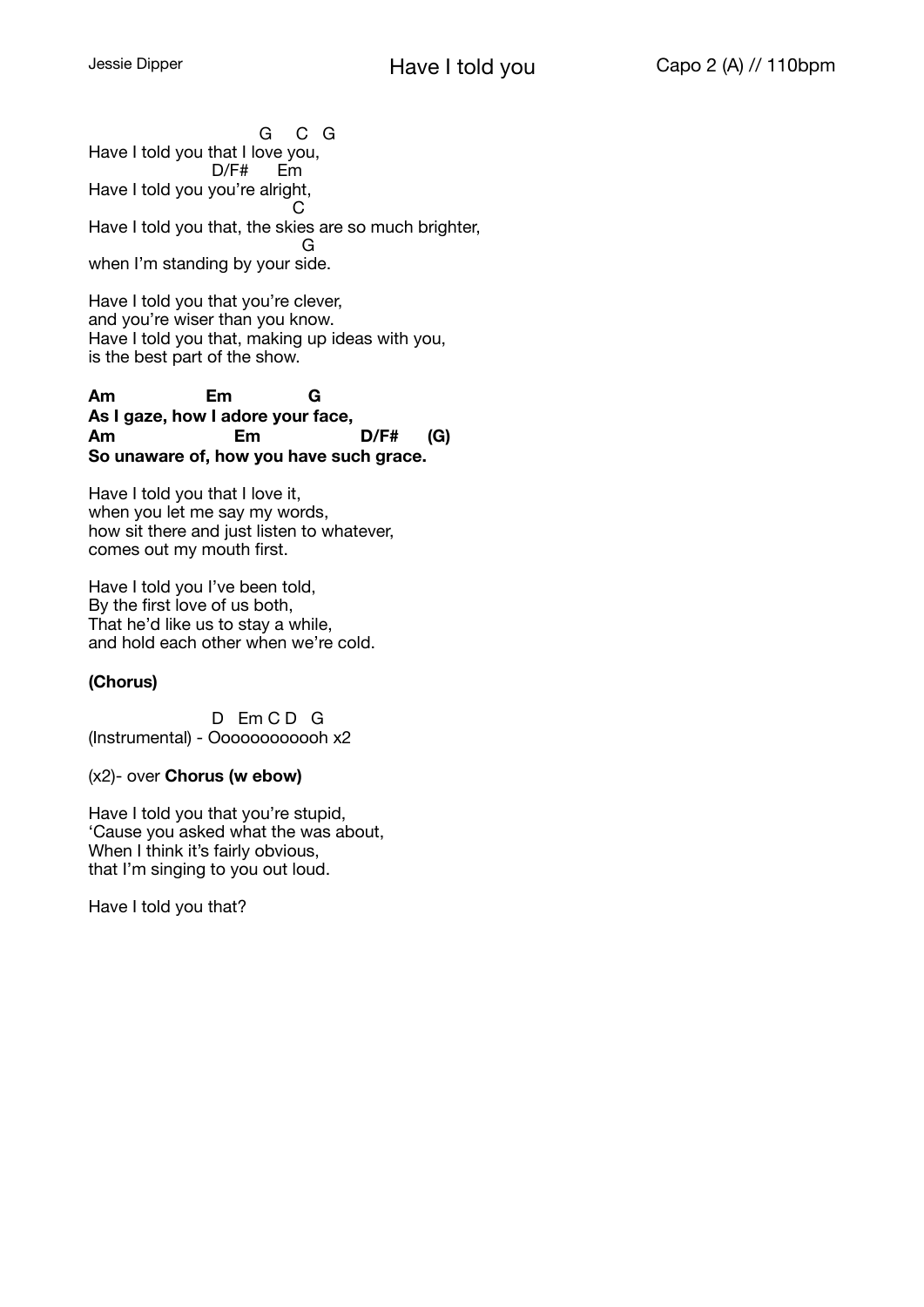Jessie Dipper

# Have I told you

Capo 2 (A) // 110bpm

```
                                    G     C   G
Have I told you that I love you,
                          D/F#      Em
Have I told you you're alright,
                                               C
Have I told you that, the skies are so much brighter,
                                                G
when I'm standing by your side.
```

Have I told you that you're clever,
and you're wiser than you know.
Have I told you that, making up ideas with you,
is the best part of the show.

```
Am              Em              G
As I gaze, how I adore your face,
Am                   Em                    D/F#      (G)
So unaware of, how you have such grace.
```

Have I told you that I love it,
when you let me say my words,
how sit there and just listen to whatever,
comes out my mouth first.

Have I told you I've been told,
By the first love of us both,
That he'd like us to stay a while,
and hold each other when we're cold.

**(Chorus)**

```
                          D   Em C D   G
(Instrumental) - Oooooooooooh x2
```

(x2)- over **Chorus (w ebow)**

Have I told you that you're stupid,
'Cause you asked what the was about,
When I think it's fairly obvious,
that I'm singing to you out loud.

Have I told you that?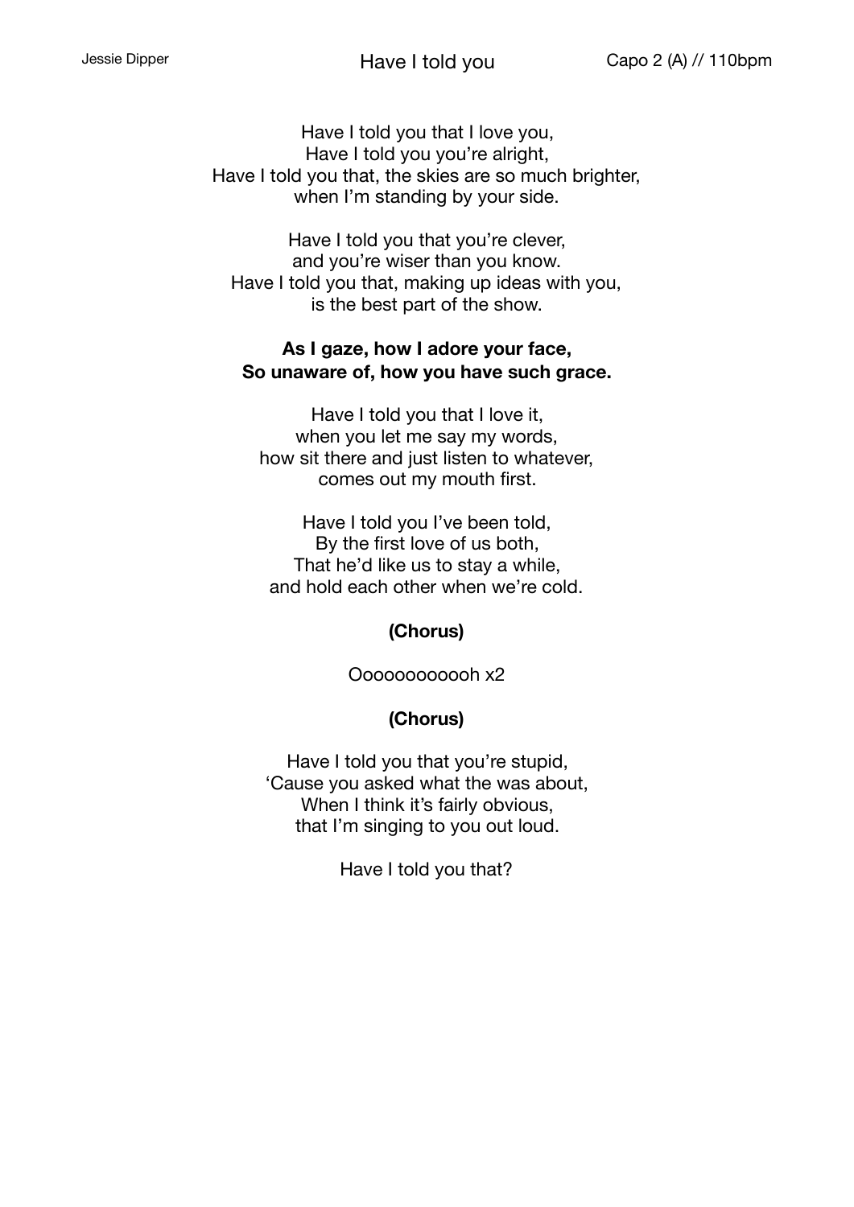Jessie Dipper

# Have I told you

Capo 2 (A) // 110bpm

Have I told you that I love you,  
Have I told you you're alright,  
Have I told you that, the skies are so much brighter,  
when I'm standing by your side.

Have I told you that you're clever,  
and you're wiser than you know.  
Have I told you that, making up ideas with you,  
is the best part of the show.

**As I gaze, how I adore your face,**  
**So unaware of, how you have such grace.**

Have I told you that I love it,  
when you let me say my words,  
how sit there and just listen to whatever,  
comes out my mouth first.

Have I told you I've been told,  
By the first love of us both,  
That he'd like us to stay a while,  
and hold each other when we're cold.

**(Chorus)**

Oooooooooooh x2

**(Chorus)**

Have I told you that you're stupid,  
'Cause you asked what the was about,  
When I think it's fairly obvious,  
that I'm singing to you out loud.

Have I told you that?